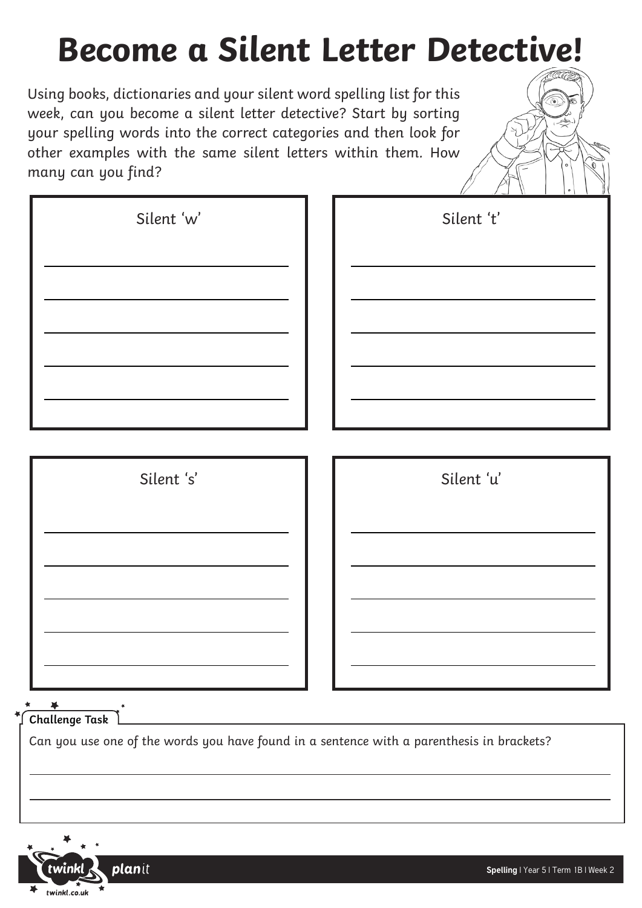# Become a Silent Letter Detective!

Using books, dictionaries and your silent word spelling list for this week, can you become a silent letter detective? Start by sorting your spelling words into the correct categories and then look for other examples with the same silent letters within them. How many can you find?

Silent 'w'

_______________

_______________

_______________

_______________

_______________

Silent 't'

_______________

_______________

_______________

_______________

_______________

Silent 's'

_______________

_______________

_______________

_______________

_______________

Silent 'u'

_______________

_______________

_______________

_______________

_______________

**Challenge Task**

Can you use one of the words you have found in a sentence with a parenthesis in brackets?

_______________

_______________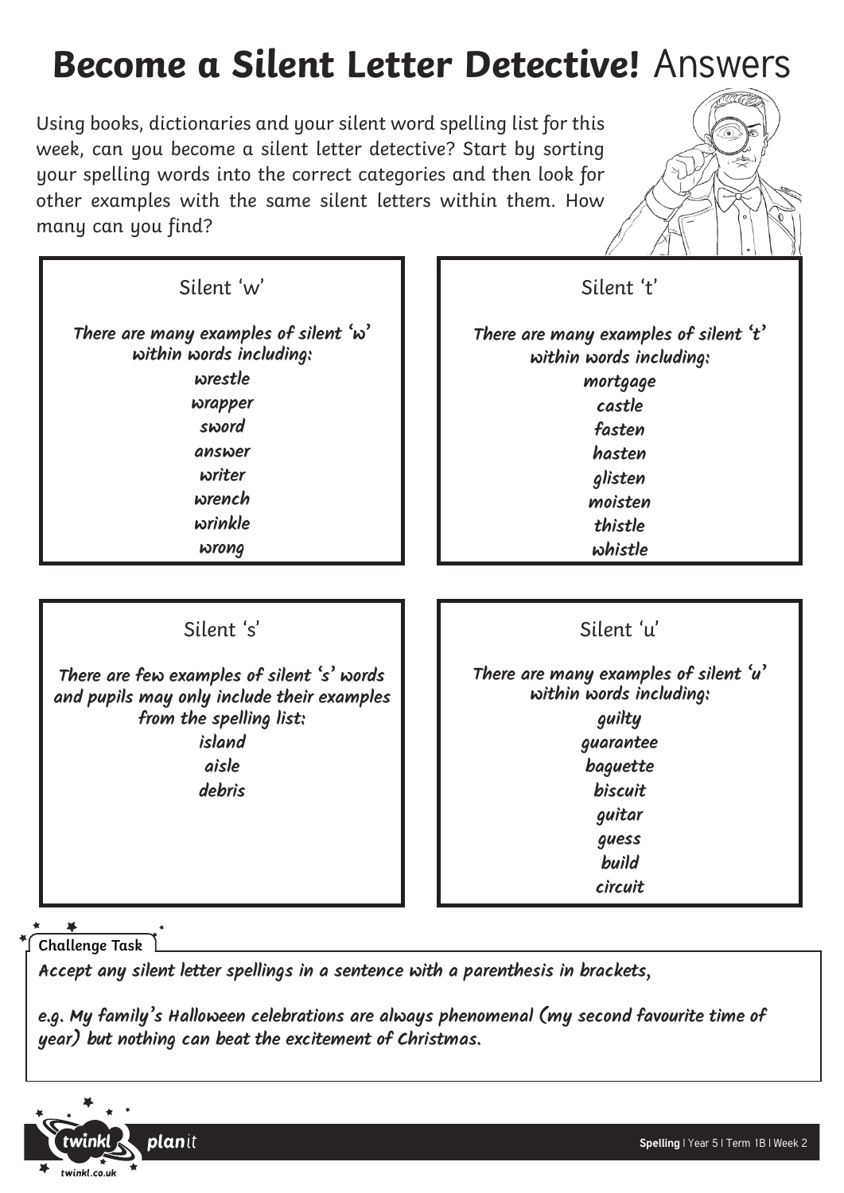# **Become a Silent Letter Detective!** Answers

Using books, dictionaries and your silent word spelling list for this week, can you become a silent letter detective? Start by sorting your spelling words into the correct categories and then look for other examples with the same silent letters within them. How many can you find?

## Silent 'w'

There are many examples of silent 'w' within words including:

wrestle
wrapper
sword
answer
writer
wrench
wrinkle
wrong

## Silent 't'

There are many examples of silent 't' within words including:

mortgage
castle
fasten
hasten
glisten
moisten
thistle
whistle

## Silent 's'

There are few examples of silent 's' words and pupils may only include their examples from the spelling list:

island
aisle
debris

## Silent 'u'

There are many examples of silent 'u' within words including:

guilty
guarantee
baguette
biscuit
guitar
guess
build
circuit

## Challenge Task

Accept any silent letter spellings in a sentence with a parenthesis in brackets,

e.g. My family's Halloween celebrations are always phenomenal (my second favourite time of year) but nothing can beat the excitement of Christmas.